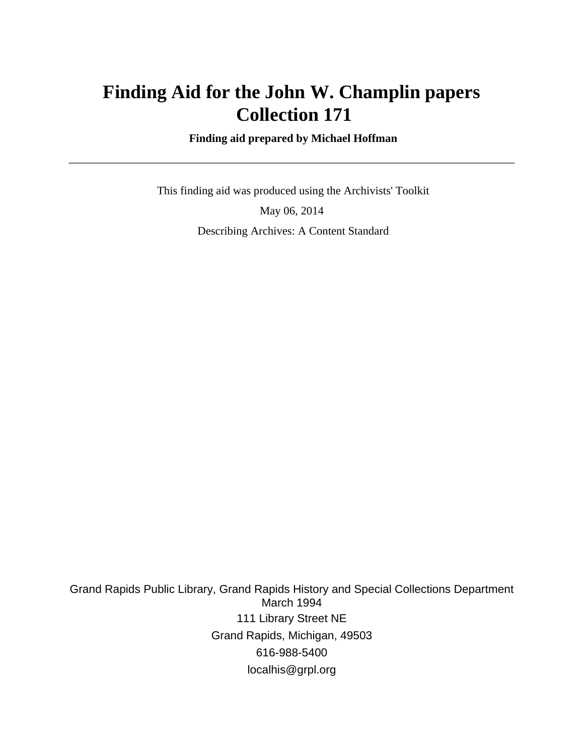# Finding Aid for the John W. Champlin papers
# Collection 171

**Finding aid prepared by Michael Hoffman**

---

This finding aid was produced using the Archivists' Toolkit

May 06, 2014

Describing Archives: A Content Standard

Grand Rapids Public Library, Grand Rapids History and Special Collections Department
March 1994

111 Library Street NE

Grand Rapids, Michigan, 49503

616-988-5400

localhis@grpl.org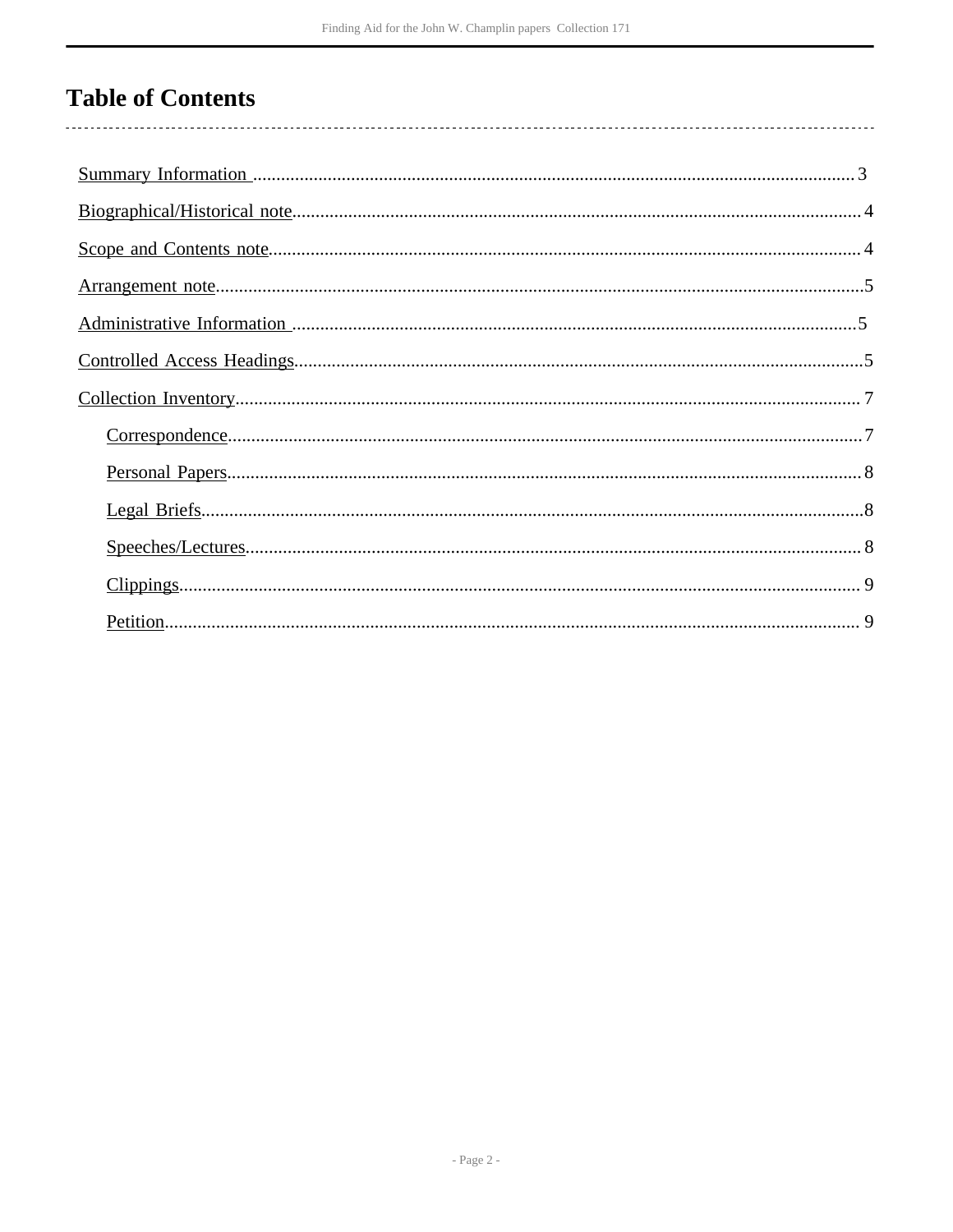# Table of Contents

Summary Information ....................................................................................................................3

Biographical/Historical note..........................................................................................................4

Scope and Contents note..............................................................................................................4

Arrangement note..........................................................................................................................5

Administrative Information ..........................................................................................................5

Controlled Access Headings..........................................................................................................5

Collection Inventory......................................................................................................................7

- Correspondence.......................................................................................................................7
- Personal Papers.......................................................................................................................8
- Legal Briefs.............................................................................................................................8
- Speeches/Lectures...................................................................................................................8
- Clippings.................................................................................................................................9
- Petition....................................................................................................................................9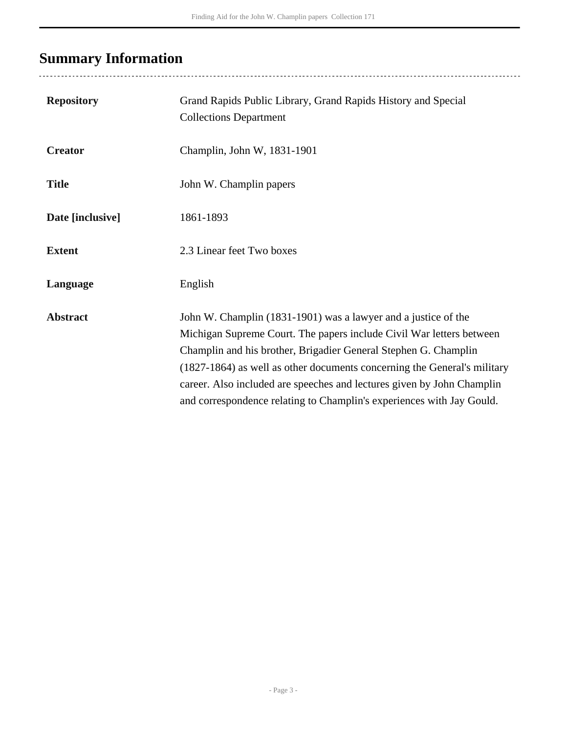## Summary Information

| | |
|---|---|
| **Repository** | Grand Rapids Public Library, Grand Rapids History and Special Collections Department |
| **Creator** | Champlin, John W, 1831-1901 |
| **Title** | John W. Champlin papers |
| **Date [inclusive]** | 1861-1893 |
| **Extent** | 2.3 Linear feet Two boxes |
| **Language** | English |
| **Abstract** | John W. Champlin (1831-1901) was a lawyer and a justice of the Michigan Supreme Court. The papers include Civil War letters between Champlin and his brother, Brigadier General Stephen G. Champlin (1827-1864) as well as other documents concerning the General's military career. Also included are speeches and lectures given by John Champlin and correspondence relating to Champlin's experiences with Jay Gould. |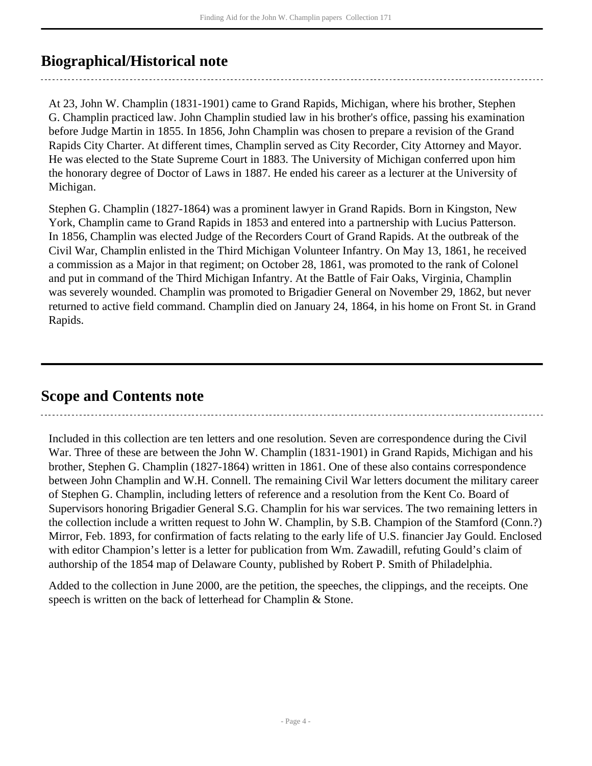## Biographical/Historical note

At 23, John W. Champlin (1831-1901) came to Grand Rapids, Michigan, where his brother, Stephen G. Champlin practiced law. John Champlin studied law in his brother's office, passing his examination before Judge Martin in 1855. In 1856, John Champlin was chosen to prepare a revision of the Grand Rapids City Charter. At different times, Champlin served as City Recorder, City Attorney and Mayor. He was elected to the State Supreme Court in 1883. The University of Michigan conferred upon him the honorary degree of Doctor of Laws in 1887. He ended his career as a lecturer at the University of Michigan.

Stephen G. Champlin (1827-1864) was a prominent lawyer in Grand Rapids. Born in Kingston, New York, Champlin came to Grand Rapids in 1853 and entered into a partnership with Lucius Patterson. In 1856, Champlin was elected Judge of the Recorders Court of Grand Rapids. At the outbreak of the Civil War, Champlin enlisted in the Third Michigan Volunteer Infantry. On May 13, 1861, he received a commission as a Major in that regiment; on October 28, 1861, was promoted to the rank of Colonel and put in command of the Third Michigan Infantry. At the Battle of Fair Oaks, Virginia, Champlin was severely wounded. Champlin was promoted to Brigadier General on November 29, 1862, but never returned to active field command. Champlin died on January 24, 1864, in his home on Front St. in Grand Rapids.

## Scope and Contents note

Included in this collection are ten letters and one resolution. Seven are correspondence during the Civil War. Three of these are between the John W. Champlin (1831-1901) in Grand Rapids, Michigan and his brother, Stephen G. Champlin (1827-1864) written in 1861. One of these also contains correspondence between John Champlin and W.H. Connell. The remaining Civil War letters document the military career of Stephen G. Champlin, including letters of reference and a resolution from the Kent Co. Board of Supervisors honoring Brigadier General S.G. Champlin for his war services. The two remaining letters in the collection include a written request to John W. Champlin, by S.B. Champion of the Stamford (Conn.?) Mirror, Feb. 1893, for confirmation of facts relating to the early life of U.S. financier Jay Gould. Enclosed with editor Champion's letter is a letter for publication from Wm. Zawadill, refuting Gould's claim of authorship of the 1854 map of Delaware County, published by Robert P. Smith of Philadelphia.

Added to the collection in June 2000, are the petition, the speeches, the clippings, and the receipts. One speech is written on the back of letterhead for Champlin & Stone.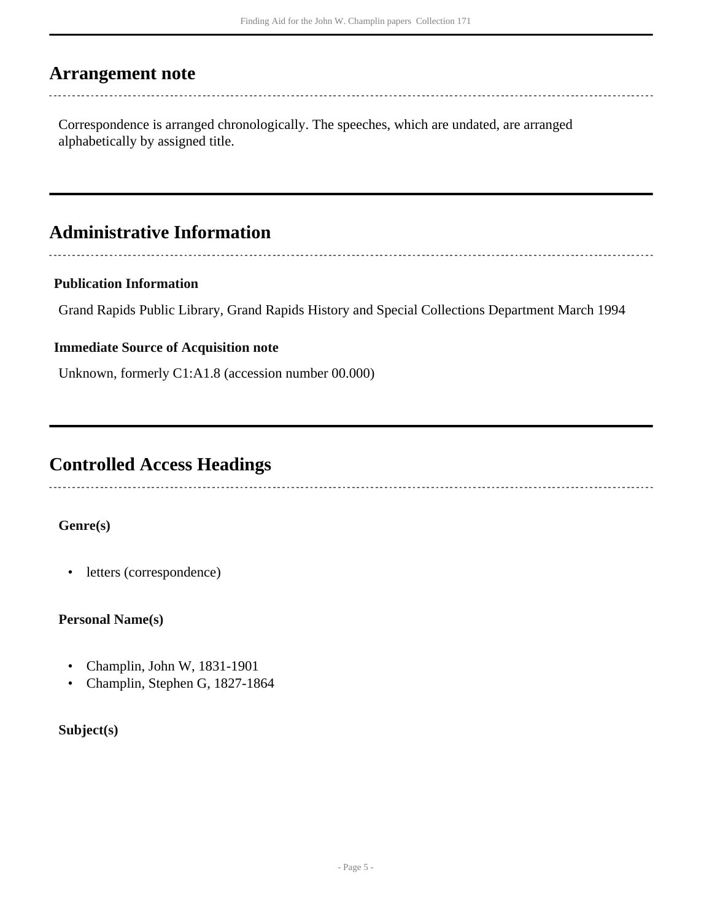## Arrangement note

Correspondence is arranged chronologically. The speeches, which are undated, are arranged alphabetically by assigned title.

## Administrative Information

**Publication Information**

Grand Rapids Public Library, Grand Rapids History and Special Collections Department March 1994

**Immediate Source of Acquisition note**

Unknown, formerly C1:A1.8 (accession number 00.000)

## Controlled Access Headings

**Genre(s)**

- letters (correspondence)

**Personal Name(s)**

- Champlin, John W, 1831-1901
- Champlin, Stephen G, 1827-1864

**Subject(s)**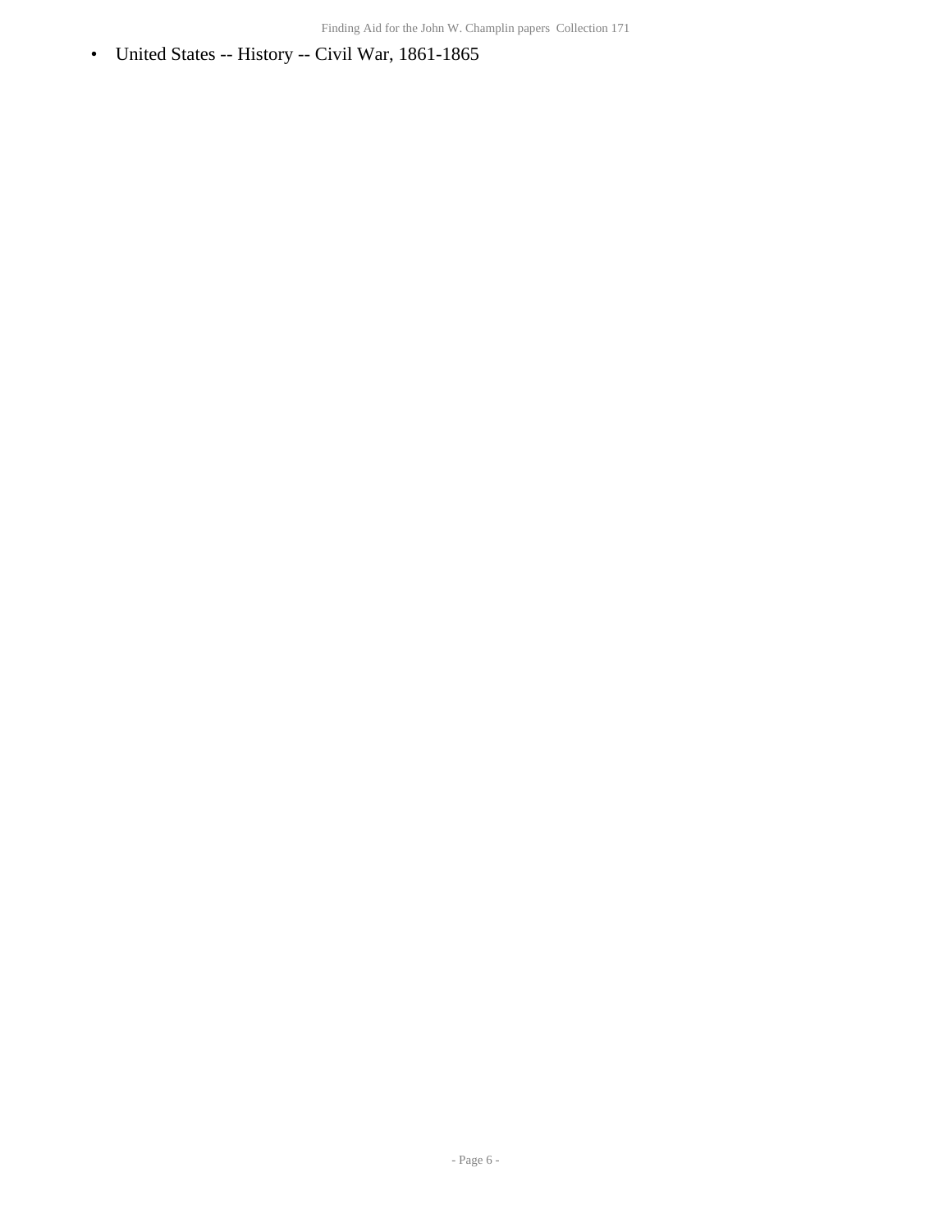- United States -- History -- Civil War, 1861-1865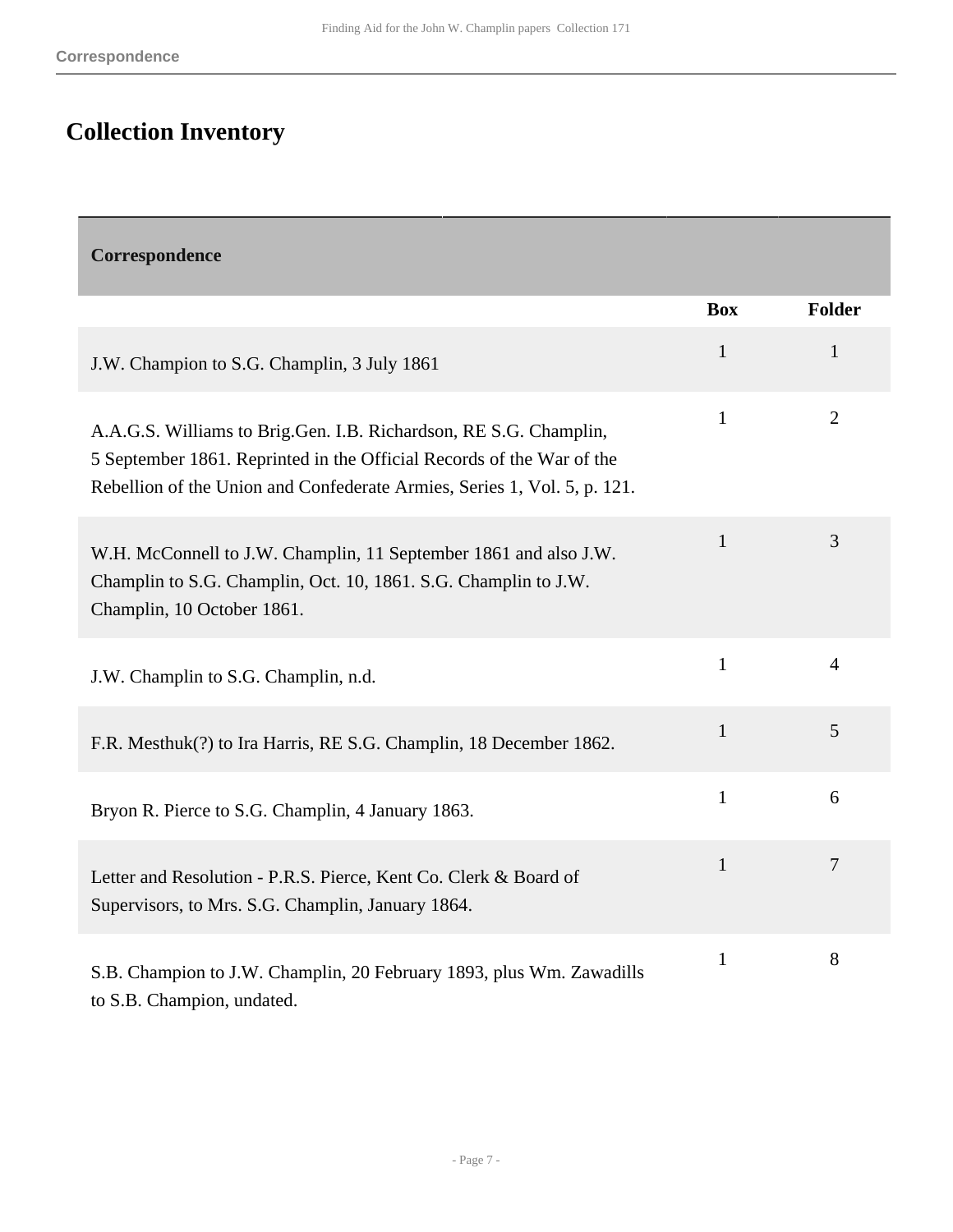## Collection Inventory

| Correspondence | | |
|---|---|---|
| | **Box** | **Folder** |
| J.W. Champion to S.G. Champlin, 3 July 1861 | 1 | 1 |
| A.A.G.S. Williams to Brig.Gen. I.B. Richardson, RE S.G. Champlin, 5 September 1861. Reprinted in the Official Records of the War of the Rebellion of the Union and Confederate Armies, Series 1, Vol. 5, p. 121. | 1 | 2 |
| W.H. McConnell to J.W. Champlin, 11 September 1861 and also J.W. Champlin to S.G. Champlin, Oct. 10, 1861. S.G. Champlin to J.W. Champlin, 10 October 1861. | 1 | 3 |
| J.W. Champlin to S.G. Champlin, n.d. | 1 | 4 |
| F.R. Mesthuk(?) to Ira Harris, RE S.G. Champlin, 18 December 1862. | 1 | 5 |
| Bryon R. Pierce to S.G. Champlin, 4 January 1863. | 1 | 6 |
| Letter and Resolution - P.R.S. Pierce, Kent Co. Clerk & Board of Supervisors, to Mrs. S.G. Champlin, January 1864. | 1 | 7 |
| S.B. Champion to J.W. Champlin, 20 February 1893, plus Wm. Zawadills to S.B. Champion, undated. | 1 | 8 |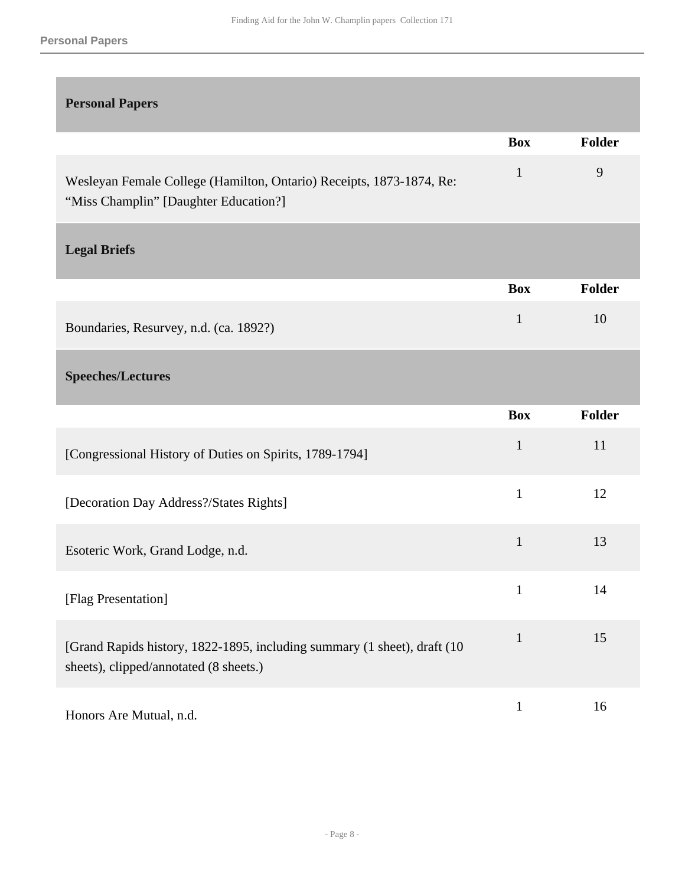## Personal Papers

| | Box | Folder |
|---|---|---|
| Wesleyan Female College (Hamilton, Ontario) Receipts, 1873-1874, Re: "Miss Champlin" [Daughter Education?] | 1 | 9 |

## Legal Briefs

| | Box | Folder |
|---|---|---|
| Boundaries, Resurvey, n.d. (ca. 1892?) | 1 | 10 |

## Speeches/Lectures

| | Box | Folder |
|---|---|---|
| [Congressional History of Duties on Spirits, 1789-1794] | 1 | 11 |
| [Decoration Day Address?/States Rights] | 1 | 12 |
| Esoteric Work, Grand Lodge, n.d. | 1 | 13 |
| [Flag Presentation] | 1 | 14 |
| [Grand Rapids history, 1822-1895, including summary (1 sheet), draft (10 sheets), clipped/annotated (8 sheets.) | 1 | 15 |
| Honors Are Mutual, n.d. | 1 | 16 |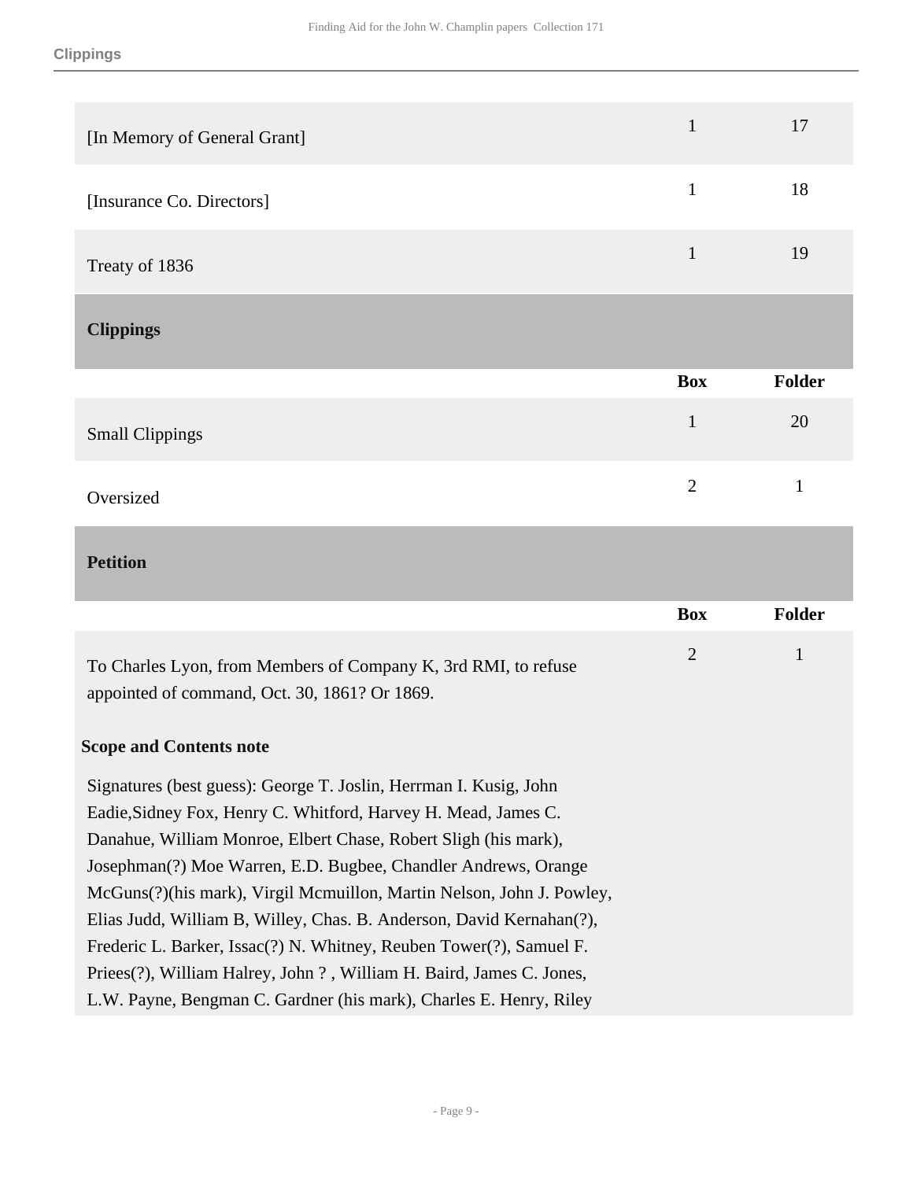| | Box | Folder |
| --- | --- | --- |
| [In Memory of General Grant] | 1 | 17 |
| [Insurance Co. Directors] | 1 | 18 |
| Treaty of 1836 | 1 | 19 |

### Clippings

| | Box | Folder |
| --- | --- | --- |
| Small Clippings | 1 | 20 |
| Oversized | 2 | 1 |

### Petition

| | Box | Folder |
| --- | --- | --- |
| To Charles Lyon, from Members of Company K, 3rd RMI, to refuse appointed of command, Oct. 30, 1861? Or 1869. | 2 | 1 |

**Scope and Contents note**

Signatures (best guess): George T. Joslin, Herrman I. Kusig, John Eadie,Sidney Fox, Henry C. Whitford, Harvey H. Mead, James C. Danahue, William Monroe, Elbert Chase, Robert Sligh (his mark), Josephman(?) Moe Warren, E.D. Bugbee, Chandler Andrews, Orange McGuns(?)(his mark), Virgil Mcmuillon, Martin Nelson, John J. Powley, Elias Judd, William B, Willey, Chas. B. Anderson, David Kernahan(?), Frederic L. Barker, Issac(?) N. Whitney, Reuben Tower(?), Samuel F. Priees(?), William Halrey, John ? , William H. Baird, James C. Jones, L.W. Payne, Bengman C. Gardner (his mark), Charles E. Henry, Riley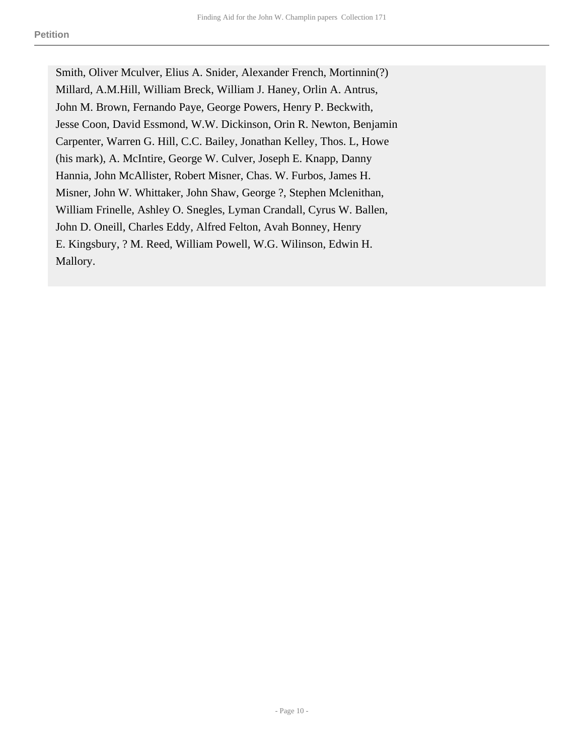Smith, Oliver Mculver, Elius A. Snider, Alexander French, Mortinnin(?) Millard, A.M.Hill, William Breck, William J. Haney, Orlin A. Antrus, John M. Brown, Fernando Paye, George Powers, Henry P. Beckwith, Jesse Coon, David Essmond, W.W. Dickinson, Orin R. Newton, Benjamin Carpenter, Warren G. Hill, C.C. Bailey, Jonathan Kelley, Thos. L, Howe (his mark), A. McIntire, George W. Culver, Joseph E. Knapp, Danny Hannia, John McAllister, Robert Misner, Chas. W. Furbos, James H. Misner, John W. Whittaker, John Shaw, George ?, Stephen Mclenithan, William Frinelle, Ashley O. Snegles, Lyman Crandall, Cyrus W. Ballen, John D. Oneill, Charles Eddy, Alfred Felton, Avah Bonney, Henry E. Kingsbury, ? M. Reed, William Powell, W.G. Wilinson, Edwin H. Mallory.